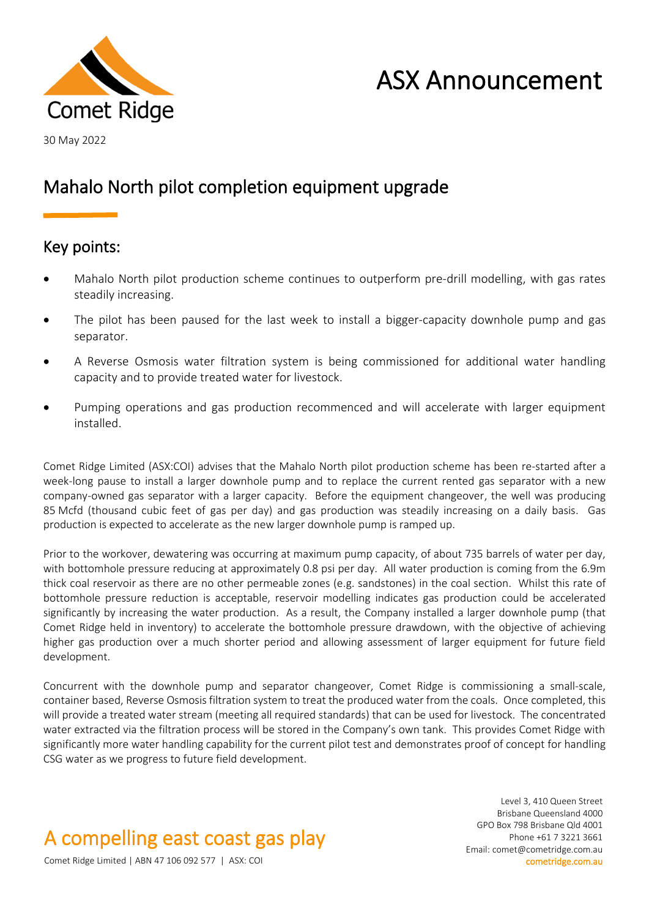# ASX Announcement

30 May 2022

## Mahalo North pilot completion equipment upgrade

### Key points:

- Mahalo North pilot production scheme continues to outperform pre-drill modelling, with gas rates steadily increasing.
- The pilot has been paused for the last week to install a bigger-capacity downhole pump and gas separator.
- A Reverse Osmosis water filtration system is being commissioned for additional water handling capacity and to provide treated water for livestock.
- Pumping operations and gas production recommenced and will accelerate with larger equipment installed.

Comet Ridge Limited (ASX:COI) advises that the Mahalo North pilot production scheme has been re-started after a week-long pause to install a larger downhole pump and to replace the current rented gas separator with a new company-owned gas separator with a larger capacity. Before the equipment changeover, the well was producing 85 Mcfd (thousand cubic feet of gas per day) and gas production was steadily increasing on a daily basis. Gas production is expected to accelerate as the new larger downhole pump is ramped up.

Prior to the workover, dewatering was occurring at maximum pump capacity, of about 735 barrels of water per day, with bottomhole pressure reducing at approximately 0.8 psi per day. All water production is coming from the 6.9m thick coal reservoir as there are no other permeable zones (e.g. sandstones) in the coal section. Whilst this rate of bottomhole pressure reduction is acceptable, reservoir modelling indicates gas production could be accelerated significantly by increasing the water production. As a result, the Company installed a larger downhole pump (that Comet Ridge held in inventory) to accelerate the bottomhole pressure drawdown, with the objective of achieving higher gas production over a much shorter period and allowing assessment of larger equipment for future field development.

Concurrent with the downhole pump and separator changeover, Comet Ridge is commissioning a small-scale, container based, Reverse Osmosis filtration system to treat the produced water from the coals. Once completed, this will provide a treated water stream (meeting all required standards) that can be used for livestock. The concentrated water extracted via the filtration process will be stored in the Company's own tank. This provides Comet Ridge with significantly more water handling capability for the current pilot test and demonstrates proof of concept for handling CSG water as we progress to future field development.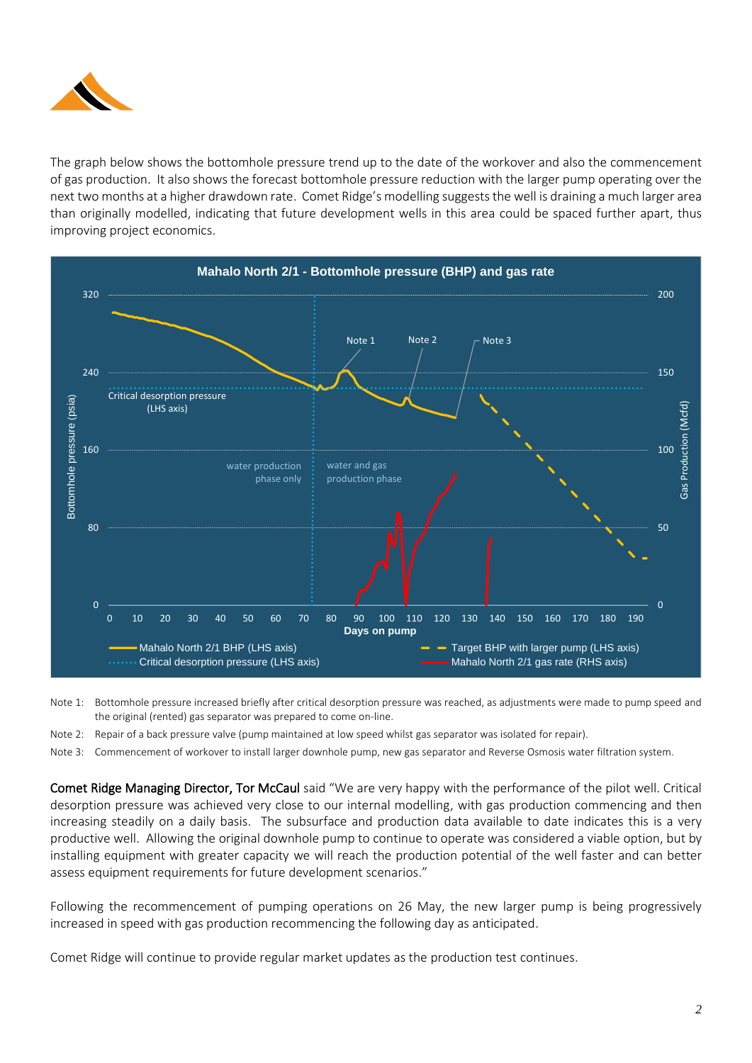The graph below shows the bottomhole pressure trend up to the date of the workover and also the commencement of gas production. It also shows the forecast bottomhole pressure reduction with the larger pump operating over the next two months at a higher drawdown rate. Comet Ridge's modelling suggests the well is draining a much larger area than originally modelled, indicating that future development wells in this area could be spaced further apart, thus improving project economics.

Note 1: Bottomhole pressure increased briefly after critical desorption pressure was reached, as adjustments were made to pump speed and the original (rented) gas separator was prepared to come on-line.

Note 2: Repair of a back pressure valve (pump maintained at low speed whilst gas separator was isolated for repair).

Note 3: Commencement of workover to install larger downhole pump, new gas separator and Reverse Osmosis water filtration system.

**Comet Ridge Managing Director, Tor McCaul** said "We are very happy with the performance of the pilot well. Critical desorption pressure was achieved very close to our internal modelling, with gas production commencing and then increasing steadily on a daily basis. The subsurface and production data available to date indicates this is a very productive well. Allowing the original downhole pump to continue to operate was considered a viable option, but by installing equipment with greater capacity we will reach the production potential of the well faster and can better assess equipment requirements for future development scenarios."

Following the recommencement of pumping operations on 26 May, the new larger pump is being progressively increased in speed with gas production recommencing the following day as anticipated.

Comet Ridge will continue to provide regular market updates as the production test continues.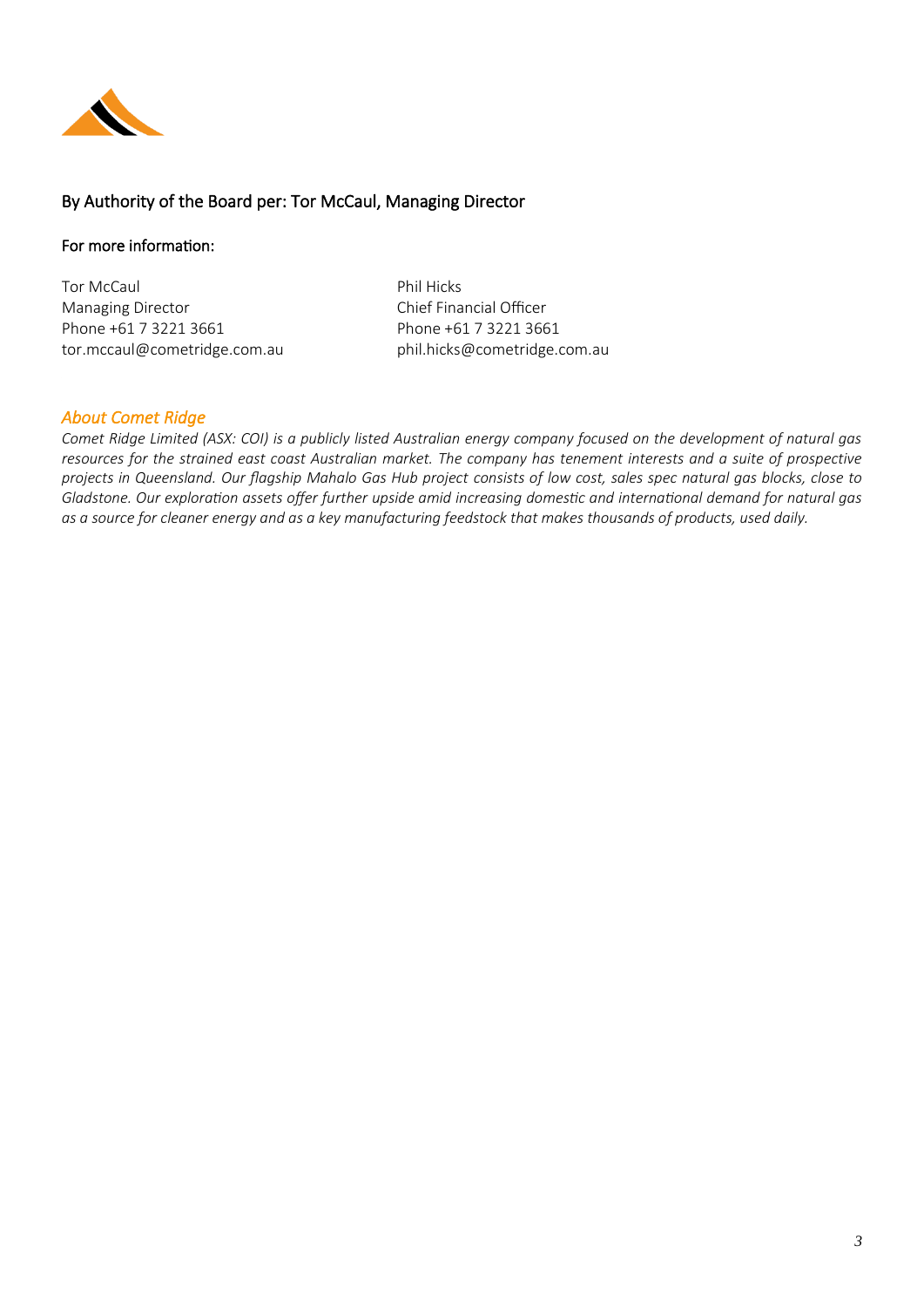By Authority of the Board per: Tor McCaul, Managing Director

For more information:

Tor McCaul
Managing Director
Phone +61 7 3221 3661
tor.mccaul@cometridge.com.au

Phil Hicks
Chief Financial Officer
Phone +61 7 3221 3661
phil.hicks@cometridge.com.au

## *About Comet Ridge*

*Comet Ridge Limited (ASX: COI) is a publicly listed Australian energy company focused on the development of natural gas resources for the strained east coast Australian market. The company has tenement interests and a suite of prospective projects in Queensland. Our flagship Mahalo Gas Hub project consists of low cost, sales spec natural gas blocks, close to Gladstone. Our exploration assets offer further upside amid increasing domestic and international demand for natural gas as a source for cleaner energy and as a key manufacturing feedstock that makes thousands of products, used daily.*